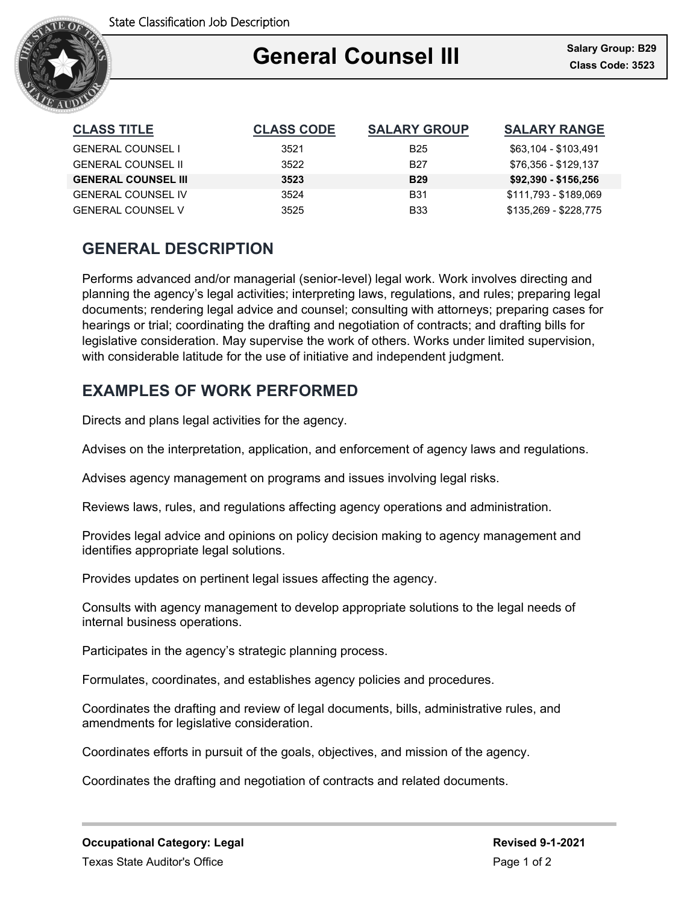# General Counsel III

**Salary Group: B29**
**Class Code: 3523**

| CLASS TITLE | CLASS CODE | SALARY GROUP | SALARY RANGE |
|---|---|---|---|
| GENERAL COUNSEL I | 3521 | B25 | $63,104 - $103,491 |
| GENERAL COUNSEL II | 3522 | B27 | $76,356 - $129,137 |
| **GENERAL COUNSEL III** | **3523** | **B29** | **$92,390 - $156,256** |
| GENERAL COUNSEL IV | 3524 | B31 | $111,793 - $189,069 |
| GENERAL COUNSEL V | 3525 | B33 | $135,269 - $228,775 |

## GENERAL DESCRIPTION

Performs advanced and/or managerial (senior-level) legal work. Work involves directing and planning the agency's legal activities; interpreting laws, regulations, and rules; preparing legal documents; rendering legal advice and counsel; consulting with attorneys; preparing cases for hearings or trial; coordinating the drafting and negotiation of contracts; and drafting bills for legislative consideration. May supervise the work of others. Works under limited supervision, with considerable latitude for the use of initiative and independent judgment.

## EXAMPLES OF WORK PERFORMED

Directs and plans legal activities for the agency.

Advises on the interpretation, application, and enforcement of agency laws and regulations.

Advises agency management on programs and issues involving legal risks.

Reviews laws, rules, and regulations affecting agency operations and administration.

Provides legal advice and opinions on policy decision making to agency management and identifies appropriate legal solutions.

Provides updates on pertinent legal issues affecting the agency.

Consults with agency management to develop appropriate solutions to the legal needs of internal business operations.

Participates in the agency's strategic planning process.

Formulates, coordinates, and establishes agency policies and procedures.

Coordinates the drafting and review of legal documents, bills, administrative rules, and amendments for legislative consideration.

Coordinates efforts in pursuit of the goals, objectives, and mission of the agency.

Coordinates the drafting and negotiation of contracts and related documents.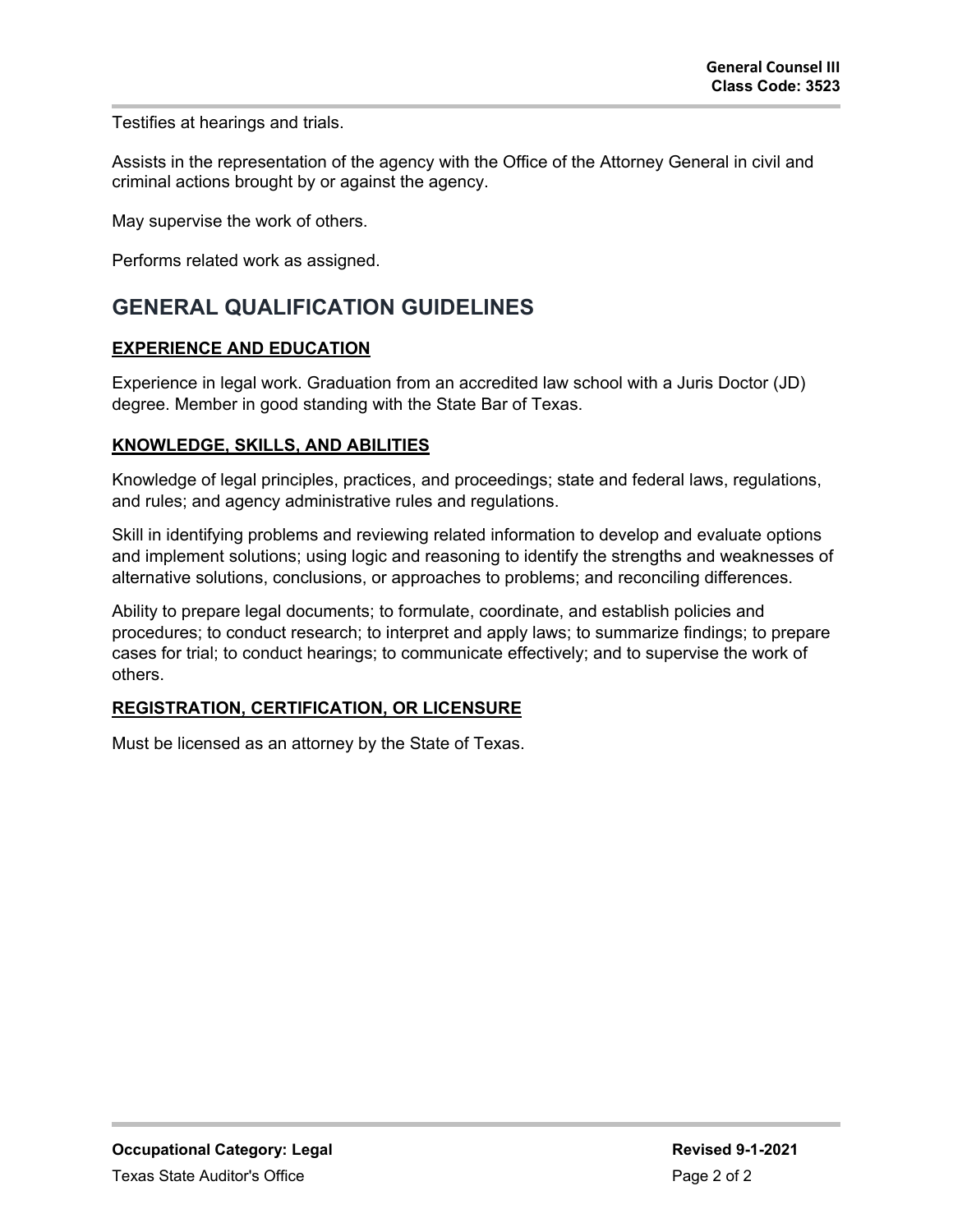Testifies at hearings and trials.

Assists in the representation of the agency with the Office of the Attorney General in civil and criminal actions brought by or against the agency.

May supervise the work of others.

Performs related work as assigned.

## GENERAL QUALIFICATION GUIDELINES

### EXPERIENCE AND EDUCATION

Experience in legal work. Graduation from an accredited law school with a Juris Doctor (JD) degree. Member in good standing with the State Bar of Texas.

### KNOWLEDGE, SKILLS, AND ABILITIES

Knowledge of legal principles, practices, and proceedings; state and federal laws, regulations, and rules; and agency administrative rules and regulations.

Skill in identifying problems and reviewing related information to develop and evaluate options and implement solutions; using logic and reasoning to identify the strengths and weaknesses of alternative solutions, conclusions, or approaches to problems; and reconciling differences.

Ability to prepare legal documents; to formulate, coordinate, and establish policies and procedures; to conduct research; to interpret and apply laws; to summarize findings; to prepare cases for trial; to conduct hearings; to communicate effectively; and to supervise the work of others.

### REGISTRATION, CERTIFICATION, OR LICENSURE

Must be licensed as an attorney by the State of Texas.